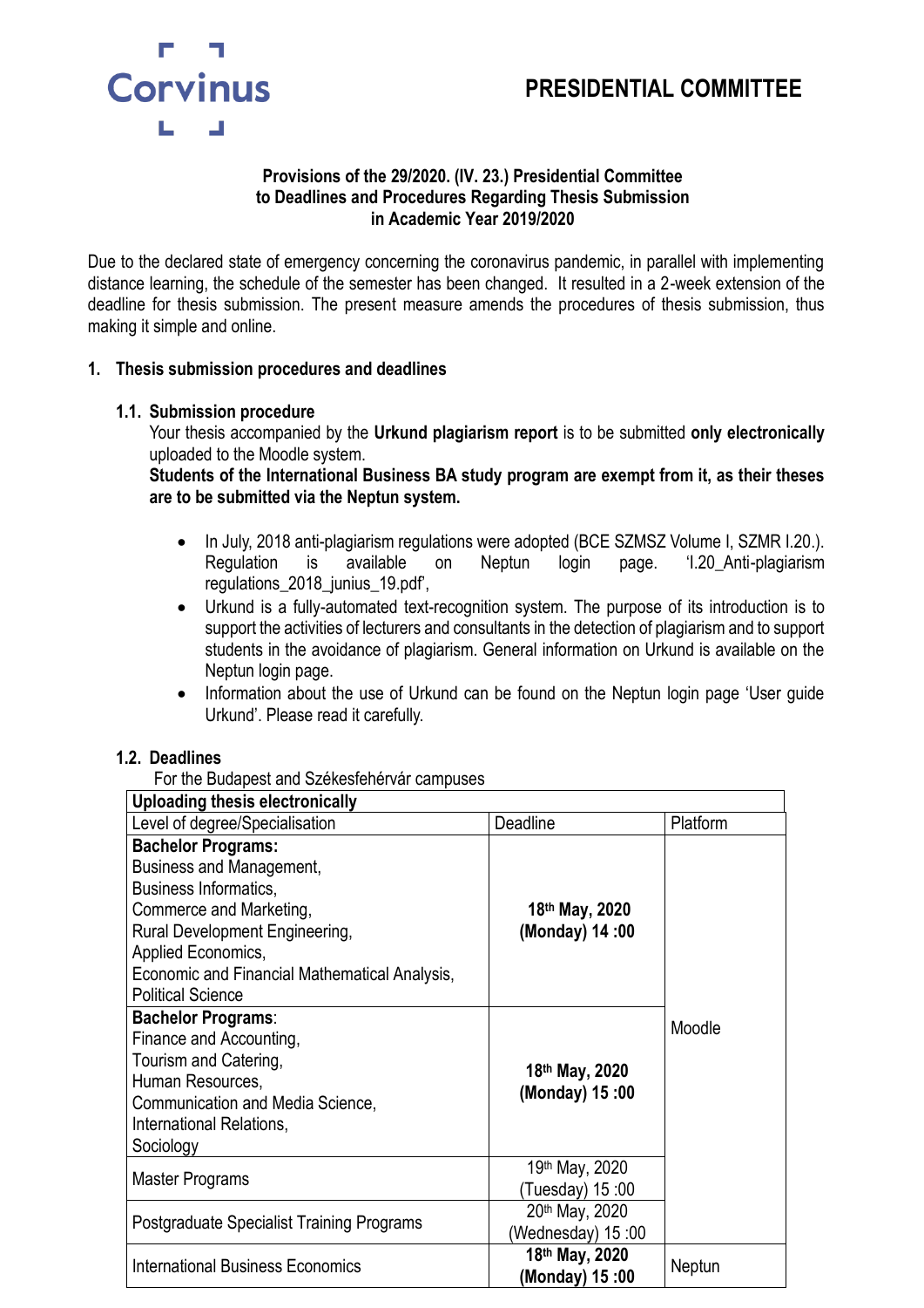Corvinus

# PRESIDENTIAL COMMITTEE

**Provisions of the 29/2020. (IV. 23.) Presidential Committee to Deadlines and Procedures Regarding Thesis Submission in Academic Year 2019/2020**

Due to the declared state of emergency concerning the coronavirus pandemic, in parallel with implementing distance learning, the schedule of the semester has been changed. It resulted in a 2-week extension of the deadline for thesis submission. The present measure amends the procedures of thesis submission, thus making it simple and online.

## 1. Thesis submission procedures and deadlines

### 1.1. Submission procedure

Your thesis accompanied by the **Urkund plagiarism report** is to be submitted **only electronically** uploaded to the Moodle system.

**Students of the International Business BA study program are exempt from it, as their theses are to be submitted via the Neptun system.**

- In July, 2018 anti-plagiarism regulations were adopted (BCE SZMSZ Volume I, SZMR I.20.). Regulation is available on Neptun login page. 'I.20_Anti-plagiarism regulations_2018_junius_19.pdf',
- Urkund is a fully-automated text-recognition system. The purpose of its introduction is to support the activities of lecturers and consultants in the detection of plagiarism and to support students in the avoidance of plagiarism. General information on Urkund is available on the Neptun login page.
- Information about the use of Urkund can be found on the Neptun login page 'User guide Urkund'. Please read it carefully.

### 1.2. Deadlines

For the Budapest and Székesfehérvár campuses

| **Uploading thesis electronically** | | |
|---|---|---|
| Level of degree/Specialisation | Deadline | Platform |
| **Bachelor Programs:** Business and Management, Business Informatics, Commerce and Marketing, Rural Development Engineering, Applied Economics, Economic and Financial Mathematical Analysis, Political Science | **18th May, 2020 (Monday) 14 :00** | Moodle |
| **Bachelor Programs**: Finance and Accounting, Tourism and Catering, Human Resources, Communication and Media Science, International Relations, Sociology | **18th May, 2020 (Monday) 15 :00** | Moodle |
| Master Programs | 19th May, 2020 (Tuesday) 15 :00 | Moodle |
| Postgraduate Specialist Training Programs | 20th May, 2020 (Wednesday) 15 :00 | Moodle |
| International Business Economics | **18th May, 2020 (Monday) 15 :00** | Neptun |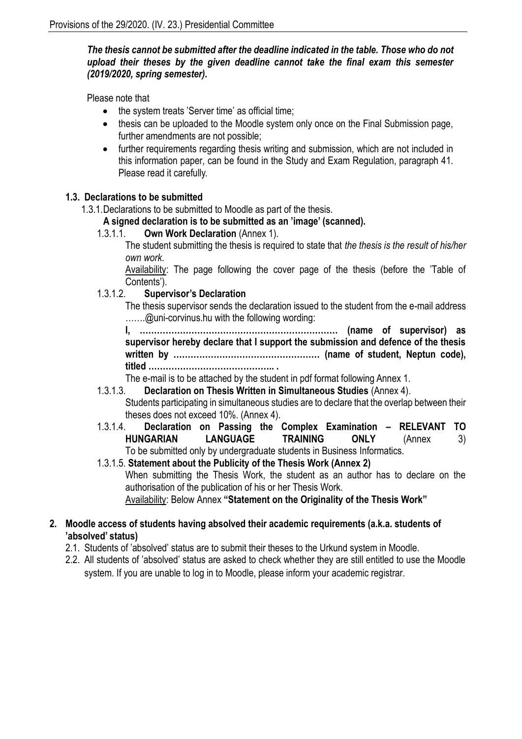***The thesis cannot be submitted after the deadline indicated in the table. Those who do not upload their theses by the given deadline cannot take the final exam this semester (2019/2020, spring semester).***

Please note that

- the system treats 'Server time' as official time;
- thesis can be uploaded to the Moodle system only once on the Final Submission page, further amendments are not possible;
- further requirements regarding thesis writing and submission, which are not included in this information paper, can be found in the Study and Exam Regulation, paragraph 41. Please read it carefully.

### 1.3. Declarations to be submitted

1.3.1. Declarations to be submitted to Moodle as part of the thesis.

**A signed declaration is to be submitted as an 'image' (scanned).**

1.3.1.1. **Own Work Declaration** (Annex 1).

The student submitting the thesis is required to state that *the thesis is the result of his/her own work*.

Availability: The page following the cover page of the thesis (before the 'Table of Contents').

1.3.1.2. **Supervisor's Declaration**

The thesis supervisor sends the declaration issued to the student from the e-mail address …….@uni-corvinus.hu with the following wording:

**I, …………………………………………………………… (name of supervisor) as supervisor hereby declare that I support the submission and defence of the thesis written by …………………………………………… (name of student, Neptun code), titled …………………………………….. .**

The e-mail is to be attached by the student in pdf format following Annex 1.

1.3.1.3. **Declaration on Thesis Written in Simultaneous Studies** (Annex 4).

Students participating in simultaneous studies are to declare that the overlap between their theses does not exceed 10%. (Annex 4).

1.3.1.4. **Declaration on Passing the Complex Examination – RELEVANT TO HUNGARIAN LANGUAGE TRAINING ONLY** (Annex 3)

To be submitted only by undergraduate students in Business Informatics.

1.3.1.5. **Statement about the Publicity of the Thesis Work (Annex 2)**

When submitting the Thesis Work, the student as an author has to declare on the authorisation of the publication of his or her Thesis Work.

Availability: Below Annex **"Statement on the Originality of the Thesis Work"**

## 2. Moodle access of students having absolved their academic requirements (a.k.a. students of 'absolved' status)

2.1. Students of 'absolved' status are to submit their theses to the Urkund system in Moodle.

2.2. All students of 'absolved' status are asked to check whether they are still entitled to use the Moodle system. If you are unable to log in to Moodle, please inform your academic registrar.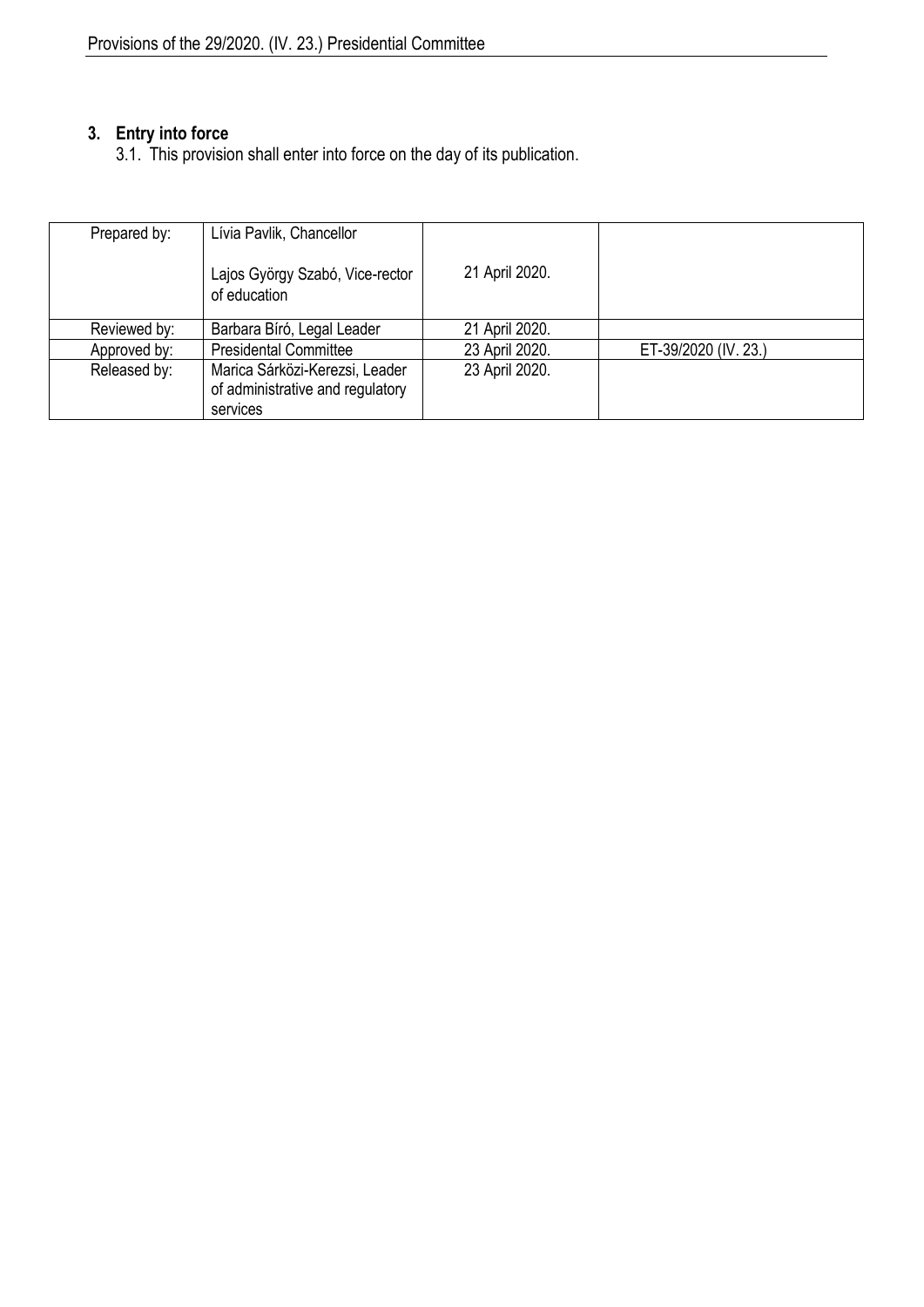## 3. Entry into force

3.1. This provision shall enter into force on the day of its publication.

| | | | |
|---|---|---|---|
| Prepared by: | Lívia Pavlik, Chancellor<br><br>Lajos György Szabó, Vice-rector of education | 21 April 2020. | |
| Reviewed by: | Barbara Bíró, Legal Leader | 21 April 2020. | |
| Approved by: | Presidental Committee | 23 April 2020. | ET-39/2020 (IV. 23.) |
| Released by: | Marica Sárközi-Kerezsi, Leader of administrative and regulatory services | 23 April 2020. | |